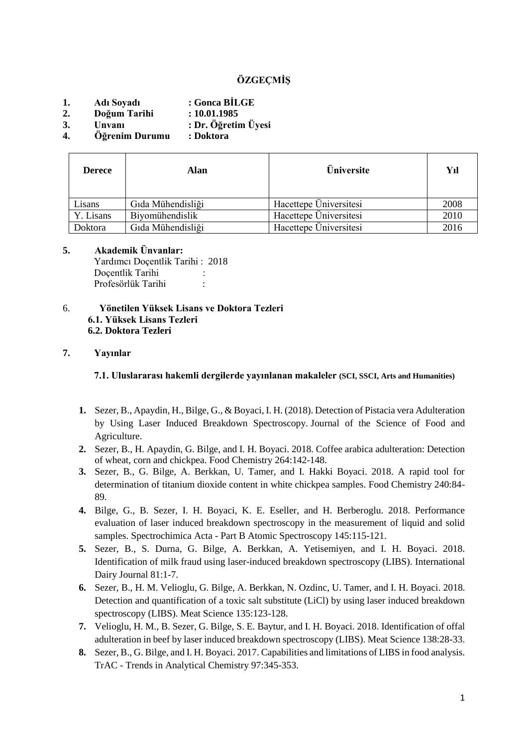# ÖZGEÇMİŞ

1. **Adı Soyadı : Gonca BİLGE**
2. **Doğum Tarihi : 10.01.1985**
3. **Unvanı : Dr. Öğretim Üyesi**
4. **Öğrenim Durumu : Doktora**

| **Derece** | **Alan** | **Üniversite** | **Yıl** |
|---|---|---|---|
| Lisans | Gıda Mühendisliği | Hacettepe Üniversitesi | 2008 |
| Y. Lisans | Biyomühendislik | Hacettepe Üniversitesi | 2010 |
| Doktora | Gıda Mühendisliği | Hacettepe Üniversitesi | 2016 |

## 5. Akademik Ünvanlar:

Yardımcı Doçentlik Tarihi : 2018
Doçentlik Tarihi :
Profesörlük Tarihi :

## 6. Yönetilen Yüksek Lisans ve Doktora Tezleri

### 6.1. Yüksek Lisans Tezleri

### 6.2. Doktora Tezleri

## 7. Yayınlar

### 7.1. Uluslararası hakemli dergilerde yayınlanan makaleler (SCI, SSCI, Arts and Humanities)

1. Sezer, B., Apaydin, H., Bilge, G., & Boyaci, I. H. (2018). Detection of Pistacia vera Adulteration by Using Laser Induced Breakdown Spectroscopy. Journal of the Science of Food and Agriculture.
2. Sezer, B., H. Apaydin, G. Bilge, and I. H. Boyaci. 2018. Coffee arabica adulteration: Detection of wheat, corn and chickpea. Food Chemistry 264:142-148.
3. Sezer, B., G. Bilge, A. Berkkan, U. Tamer, and I. Hakki Boyaci. 2018. A rapid tool for determination of titanium dioxide content in white chickpea samples. Food Chemistry 240:84-89.
4. Bilge, G., B. Sezer, I. H. Boyaci, K. E. Eseller, and H. Berberoglu. 2018. Performance evaluation of laser induced breakdown spectroscopy in the measurement of liquid and solid samples. Spectrochimica Acta - Part B Atomic Spectroscopy 145:115-121.
5. Sezer, B., S. Durna, G. Bilge, A. Berkkan, A. Yetisemiyen, and I. H. Boyaci. 2018. Identification of milk fraud using laser-induced breakdown spectroscopy (LIBS). International Dairy Journal 81:1-7.
6. Sezer, B., H. M. Velioglu, G. Bilge, A. Berkkan, N. Ozdinc, U. Tamer, and I. H. Boyaci. 2018. Detection and quantification of a toxic salt substitute (LiCl) by using laser induced breakdown spectroscopy (LIBS). Meat Science 135:123-128.
7. Velioglu, H. M., B. Sezer, G. Bilge, S. E. Baytur, and I. H. Boyaci. 2018. Identification of offal adulteration in beef by laser induced breakdown spectroscopy (LIBS). Meat Science 138:28-33.
8. Sezer, B., G. Bilge, and I. H. Boyaci. 2017. Capabilities and limitations of LIBS in food analysis. TrAC - Trends in Analytical Chemistry 97:345-353.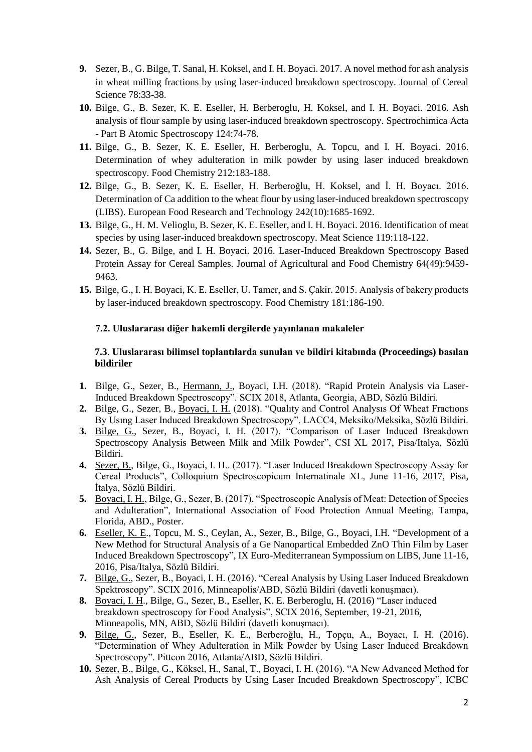9. Sezer, B., G. Bilge, T. Sanal, H. Koksel, and I. H. Boyaci. 2017. A novel method for ash analysis in wheat milling fractions by using laser-induced breakdown spectroscopy. Journal of Cereal Science 78:33-38.
10. Bilge, G., B. Sezer, K. E. Eseller, H. Berberoglu, H. Koksel, and I. H. Boyaci. 2016. Ash analysis of flour sample by using laser-induced breakdown spectroscopy. Spectrochimica Acta - Part B Atomic Spectroscopy 124:74-78.
11. Bilge, G., B. Sezer, K. E. Eseller, H. Berberoglu, A. Topcu, and I. H. Boyaci. 2016. Determination of whey adulteration in milk powder by using laser induced breakdown spectroscopy. Food Chemistry 212:183-188.
12. Bilge, G., B. Sezer, K. E. Eseller, H. Berberoğlu, H. Koksel, and İ. H. Boyacı. 2016. Determination of Ca addition to the wheat flour by using laser-induced breakdown spectroscopy (LIBS). European Food Research and Technology 242(10):1685-1692.
13. Bilge, G., H. M. Velioglu, B. Sezer, K. E. Eseller, and I. H. Boyaci. 2016. Identification of meat species by using laser-induced breakdown spectroscopy. Meat Science 119:118-122.
14. Sezer, B., G. Bilge, and I. H. Boyaci. 2016. Laser-Induced Breakdown Spectroscopy Based Protein Assay for Cereal Samples. Journal of Agricultural and Food Chemistry 64(49):9459-9463.
15. Bilge, G., I. H. Boyaci, K. E. Eseller, U. Tamer, and S. Çakir. 2015. Analysis of bakery products by laser-induced breakdown spectroscopy. Food Chemistry 181:186-190.

**7.2. Uluslararası diğer hakemli dergilerde yayınlanan makaleler**

**7.3. Uluslararası bilimsel toplantılarda sunulan ve bildiri kitabında (Proceedings) basılan bildiriler**

1. Bilge, G., Sezer, B., Hermann, J., Boyaci, I.H. (2018). "Rapid Protein Analysis via Laser-Induced Breakdown Spectroscopy". SCIX 2018, Atlanta, Georgia, ABD, Sözlü Bildiri.
2. Bilge, G., Sezer, B., Boyaci, I. H. (2018). "Qualıty and Control Analysıs Of Wheat Fractıons By Usıng Laser Induced Breakdown Spectroscopy". LACC4, Meksiko/Meksika, Sözlü Bildiri.
3. Bilge, G., Sezer, B., Boyaci, I. H. (2017). "Comparison of Laser Induced Breakdown Spectroscopy Analysis Between Milk and Milk Powder", CSI XL 2017, Pisa/Italya, Sözlü Bildiri.
4. Sezer, B., Bilge, G., Boyaci, I. H.. (2017). "Laser Induced Breakdown Spectroscopy Assay for Cereal Products", Colloquium Spectroscopicum Internatinale XL, June 11-16, 2017, Pisa, İtalya, Sözlü Bildiri.
5. Boyaci, I. H., Bilge, G., Sezer, B. (2017). "Spectroscopic Analysis of Meat: Detection of Species and Adulteration", International Association of Food Protection Annual Meeting, Tampa, Florida, ABD., Poster.
6. Eseller, K. E., Topcu, M. S., Ceylan, A., Sezer, B., Bilge, G., Boyaci, I.H. "Development of a New Method for Structural Analysis of a Ge Nanopartical Embedded ZnO Thin Film by Laser Induced Breakdown Spectroscopy", IX Euro-Mediterranean Sympossium on LIBS, June 11-16, 2016, Pisa/Italya, Sözlü Bildiri.
7. Bilge, G., Sezer, B., Boyaci, I. H. (2016). "Cereal Analysis by Using Laser Induced Breakdown Spektroscopy". SCIX 2016, Minneapolis/ABD, Sözlü Bildiri (davetli konuşmacı).
8. Boyaci, I. H., Bilge, G., Sezer, B., Eseller, K. E. Berberoglu, H. (2016) "Laser induced breakdown spectroscopy for Food Analysis", SCIX 2016, September, 19-21, 2016, Minneapolis, MN, ABD, Sözlü Bildiri (davetli konuşmacı).
9. Bilge, G., Sezer, B., Eseller, K. E., Berberoğlu, H., Topçu, A., Boyacı, I. H. (2016). "Determination of Whey Adulteration in Milk Powder by Using Laser Induced Breakdown Spectroscopy". Pittcon 2016, Atlanta/ABD, Sözlü Bildiri.
10. Sezer, B., Bilge, G., Köksel, H., Sanal, T., Boyaci, I. H. (2016). "A New Advanced Method for Ash Analysis of Cereal Products by Using Laser Incuded Breakdown Spectroscopy", ICBC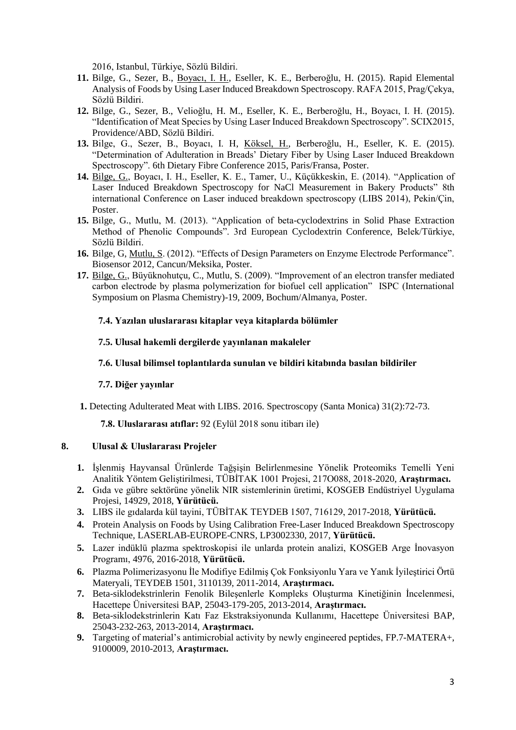2016, Istanbul, Türkiye, Sözlü Bildiri.

11. Bilge, G., Sezer, B., Boyacı, I. H., Eseller, K. E., Berberoğlu, H. (2015). Rapid Elemental Analysis of Foods by Using Laser Induced Breakdown Spectroscopy. RAFA 2015, Prag/Çekya, Sözlü Bildiri.
12. Bilge, G., Sezer, B., Velioğlu, H. M., Eseller, K. E., Berberoğlu, H., Boyacı, I. H. (2015). "Identification of Meat Species by Using Laser Induced Breakdown Spectroscopy". SCIX2015, Providence/ABD, Sözlü Bildiri.
13. Bilge, G., Sezer, B., Boyacı, I. H, Köksel, H., Berberoğlu, H., Eseller, K. E. (2015). "Determination of Adulteration in Breads' Dietary Fiber by Using Laser Induced Breakdown Spectroscopy". 6th Dietary Fibre Conference 2015, Paris/Fransa, Poster.
14. Bilge, G., Boyacı, I. H., Eseller, K. E., Tamer, U., Küçükkeskin, E. (2014). "Application of Laser Induced Breakdown Spectroscopy for NaCl Measurement in Bakery Products" 8th international Conference on Laser induced breakdown spectroscopy (LIBS 2014), Pekin/Çin, Poster.
15. Bilge, G., Mutlu, M. (2013). "Application of beta-cyclodextrins in Solid Phase Extraction Method of Phenolic Compounds". 3rd European Cyclodextrin Conference, Belek/Türkiye, Sözlü Bildiri.
16. Bilge, G, Mutlu, S. (2012). "Effects of Design Parameters on Enzyme Electrode Performance". Biosensor 2012, Cancun/Meksika, Poster.
17. Bilge, G., Büyüknohutçu, C., Mutlu, S. (2009). "Improvement of an electron transfer mediated carbon electrode by plasma polymerization for biofuel cell application" ISPC (International Symposium on Plasma Chemistry)-19, 2009, Bochum/Almanya, Poster.

**7.4. Yazılan uluslararası kitaplar veya kitaplarda bölümler**

**7.5. Ulusal hakemli dergilerde yayınlanan makaleler**

**7.6. Ulusal bilimsel toplantılarda sunulan ve bildiri kitabında basılan bildiriler**

**7.7. Diğer yayınlar**

1. Detecting Adulterated Meat with LIBS. 2016. Spectroscopy (Santa Monica) 31(2):72-73.

**7.8. Uluslararası atıflar:** 92 (Eylül 2018 sonu itibarı ile)

## 8. Ulusal & Uluslararası Projeler

1. İşlenmiş Hayvansal Ürünlerde Tağşişin Belirlenmesine Yönelik Proteomiks Temelli Yeni Analitik Yöntem Geliştirilmesi, TÜBİTAK 1001 Projesi, 217O088, 2018-2020, **Araştırmacı.**
2. Gıda ve gübre sektörüne yönelik NIR sistemlerinin üretimi, KOSGEB Endüstriyel Uygulama Projesi, 14929, 2018, **Yürütücü.**
3. LIBS ile gıdalarda kül tayini, TÜBİTAK TEYDEB 1507, 716129, 2017-2018, **Yürütücü.**
4. Protein Analysis on Foods by Using Calibration Free-Laser Induced Breakdown Spectroscopy Technique, LASERLAB-EUROPE-CNRS, LP3002330, 2017, **Yürütücü.**
5. Lazer indüklü plazma spektroskopisi ile unlarda protein analizi, KOSGEB Arge İnovasyon Programı, 4976, 2016-2018, **Yürütücü.**
6. Plazma Polimerizasyonu İle Modifiye Edilmiş Çok Fonksiyonlu Yara ve Yanık İyileştirici Örtü Materyali, TEYDEB 1501, 3110139, 2011-2014, **Araştırmacı.**
7. Beta-siklodekstrinlerin Fenolik Bileşenlerle Kompleks Oluşturma Kinetiğinin İncelenmesi, Hacettepe Üniversitesi BAP, 25043-179-205, 2013-2014, **Araştırmacı.**
8. Beta-siklodekstrinlerin Katı Faz Ekstraksiyonunda Kullanımı, Hacettepe Üniversitesi BAP, 25043-232-263, 2013-2014, **Araştırmacı.**
9. Targeting of material's antimicrobial activity by newly engineered peptides, FP.7-MATERA+, 9100009, 2010-2013, **Araştırmacı.**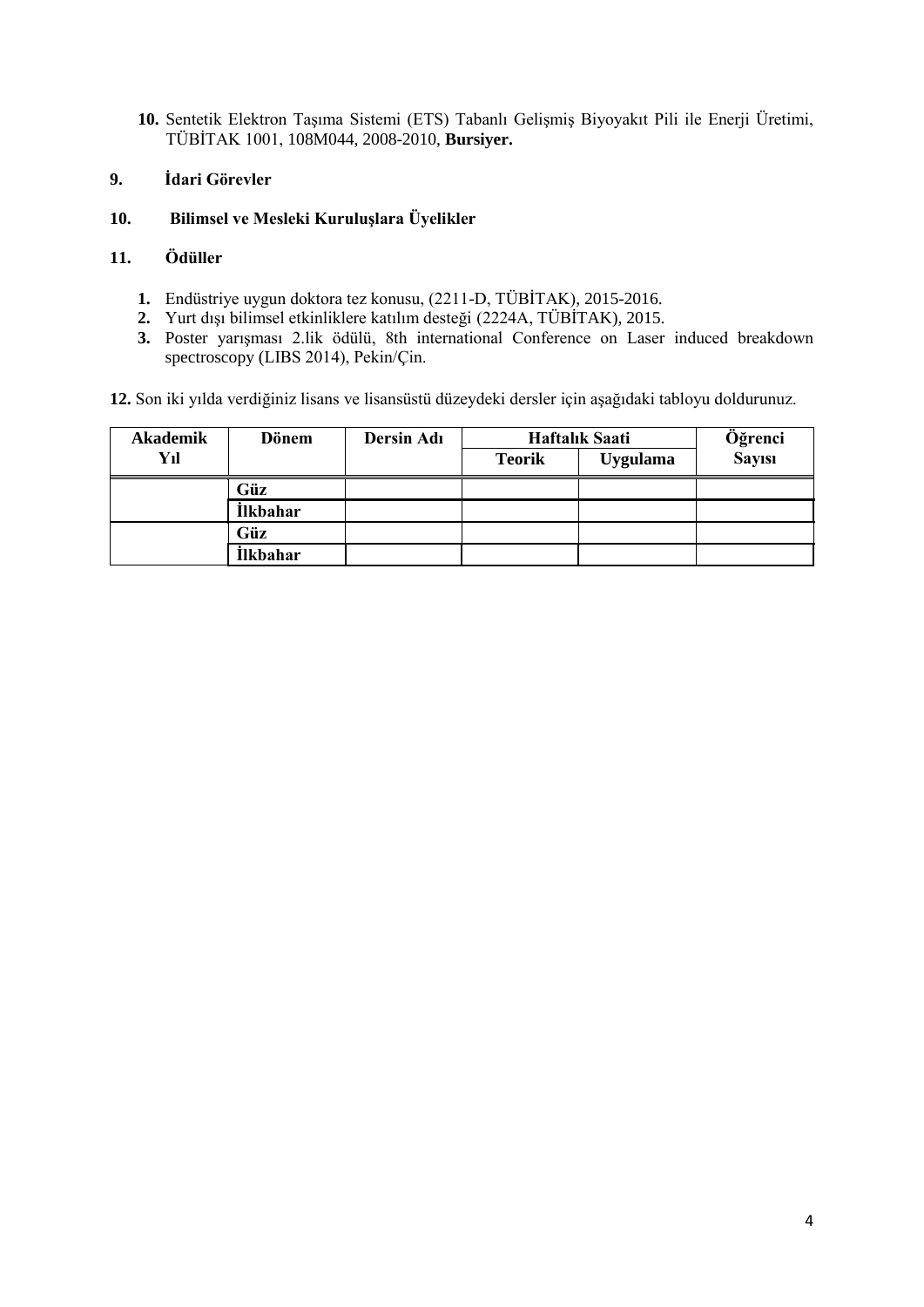10. Sentetik Elektron Taşıma Sistemi (ETS) Tabanlı Gelişmiş Biyoyakıt Pili ile Enerji Üretimi, TÜBİTAK 1001, 108M044, 2008-2010, **Bursiyer.**

## 9. İdari Görevler

## 10. Bilimsel ve Mesleki Kuruluşlara Üyelikler

## 11. Ödüller

1. Endüstriye uygun doktora tez konusu, (2211-D, TÜBİTAK), 2015-2016.
2. Yurt dışı bilimsel etkinliklere katılım desteği (2224A, TÜBİTAK), 2015.
3. Poster yarışması 2.lik ödülü, 8th international Conference on Laser induced breakdown spectroscopy (LIBS 2014), Pekin/Çin.

**12.** Son iki yılda verdiğiniz lisans ve lisansüstü düzeydeki dersler için aşağıdaki tabloyu doldurunuz.

| Akademik Yıl | Dönem | Dersin Adı | Haftalık Saati | | Öğrenci Sayısı |
|---|---|---|---|---|---|
| | | | Teorik | Uygulama | |
| | Güz | | | | |
| | İlkbahar | | | | |
| | Güz | | | | |
| | İlkbahar | | | | |